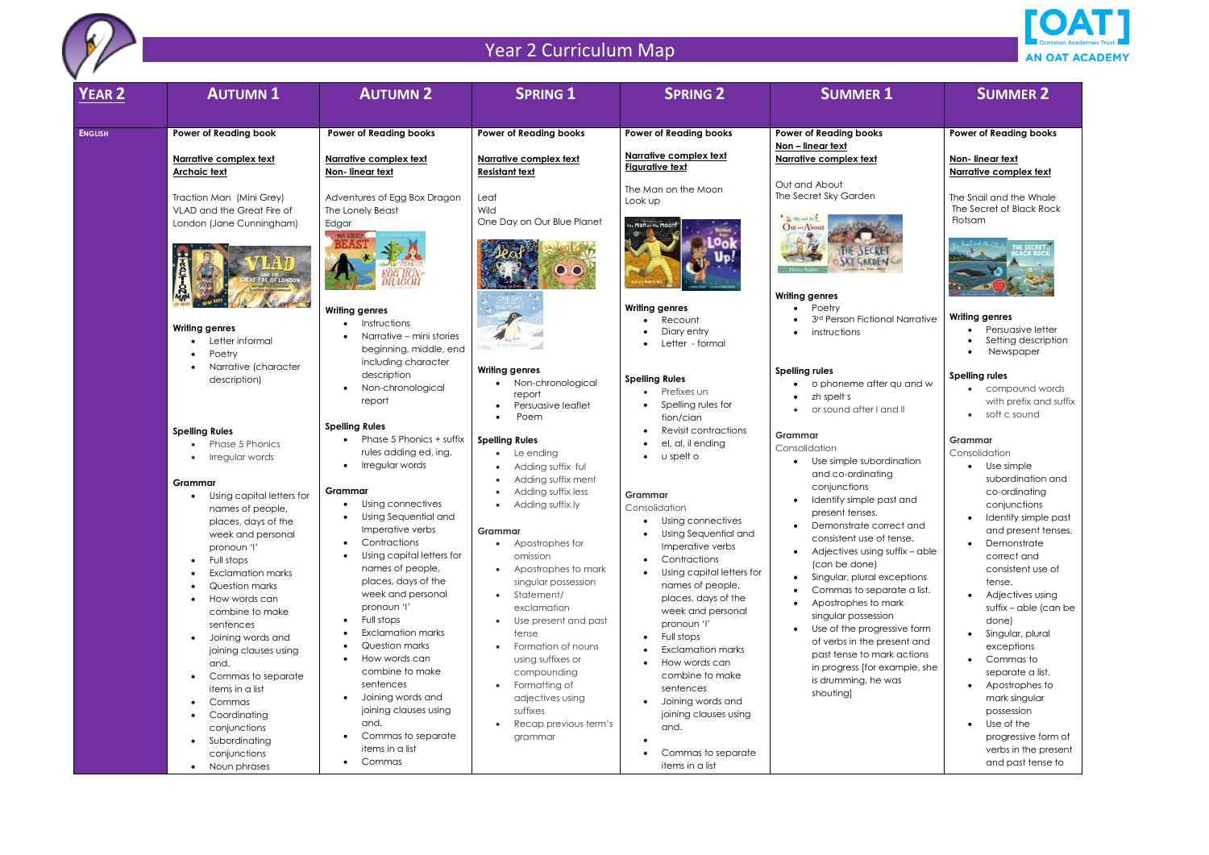# Year 2 Curriculum Map

| YEAR 2 | AUTUMN 1 | AUTUMN 2 | SPRING 1 | SPRING 2 | SUMMER 1 | SUMMER 2 |
|---|---|---|---|---|---|---|
| **ENGLISH** | **Power of Reading book**<br><br>**Narrative complex text**<br>**Archaic text**<br><br>Traction Man (Mini Grey)<br>VLAD and the Great Fire of London (Jane Cunningham)<br><br>**Writing genres**<br>• Letter informal<br>• Poetry<br>• Narrative (character description)<br><br>**Spelling Rules**<br>• Phase 5 Phonics<br>• Irregular words<br><br>**Grammar**<br>• Using capital letters for names of people, places, days of the week and personal pronoun 'I'<br>• Full stops<br>• Exclamation marks<br>• Question marks<br>• How words can combine to make sentences<br>• Joining words and joining clauses using and.<br>• Commas to separate items in a list<br>• Commas<br>• Coordinating conjunctions<br>• Subordinating conjunctions<br>• Noun phrases | **Power of Reading books**<br><br>**Narrative complex text**<br>**Non- linear text**<br><br>Adventures of Egg Box Dragon<br>The Lonely Beast<br>Edgar<br><br>**Writing genres**<br>• Instructions<br>• Narrative – mini stories beginning, middle, end including character description<br>• Non-chronological report<br><br>**Spelling Rules**<br>• Phase 5 Phonics + suffix rules adding ed, ing,<br>• Irregular words<br><br>**Grammar**<br>• Using connectives<br>• Using Sequential and Imperative verbs<br>• Contractions<br>• Using capital letters for names of people, places, days of the week and personal pronoun 'I'<br>• Full stops<br>• Exclamation marks<br>• Question marks<br>• How words can combine to make sentences<br>• Joining words and joining clauses using and.<br>• Commas to separate items in a list<br>• Commas | **Power of Reading books**<br><br>**Narrative complex text**<br>**Resistant text**<br><br>Leaf<br>Wild<br>One Day on Our Blue Planet<br><br>**Writing genres**<br>• Non-chronological report<br>• Persuasive leaflet<br>• Poem<br><br>**Spelling Rules**<br>• Le ending<br>• Adding suffix ful<br>• Adding suffix ment<br>• Adding suffix less<br>• Adding suffix ly<br><br>**Grammar**<br>• Apostrophes for omission<br>• Apostrophes to mark singular possession<br>• Statement/ exclamation<br>• Use present and past tense<br>• Formation of nouns using suffixes or compounding<br>• Formatting of adjectives using suffixes<br>• Recap previous term's grammar | **Power of Reading books**<br><br>**Narrative complex text**<br>**Figurative text**<br><br>The Man on the Moon<br>Look up<br><br>**Writing genres**<br>• Recount<br>• Diary entry<br>• Letter - formal<br><br>**Spelling Rules**<br>• Prefixes un<br>• Spelling rules for tion/cian<br>• Revisit contractions<br>• el, al, il ending<br>• u spelt o<br><br>**Grammar**<br>Consolidation<br>• Using connectives<br>• Using Sequential and Imperative verbs<br>• Contractions<br>• Using capital letters for names of people, places, days of the week and personal pronoun 'I'<br>• Full stops<br>• Exclamation marks<br>• How words can combine to make sentences<br>• Joining words and joining clauses using and.<br>•<br>• Commas to separate items in a list | **Power of Reading books**<br>**Non – linear text**<br>**Narrative complex text**<br><br>Out and About<br>The Secret Sky Garden<br><br>**Writing genres**<br>• Poetry<br>• 3rd Person Fictional Narrative<br>• instructions<br><br>**Spelling rules**<br>• o phoneme after qu and w<br>• zh spelt s<br>• or sound after l and ll<br><br>**Grammar**<br>Consolidation<br>• Use simple subordination and co-ordinating conjunctions<br>• Identify simple past and present tenses.<br>• Demonstrate correct and consistent use of tense.<br>• Adjectives using suffix – able (can be done)<br>• Singular, plural exceptions<br>• Commas to separate a list.<br>• Apostrophes to mark singular possession<br>• Use of the progressive form of verbs in the present and past tense to mark actions in progress [for example, she is drumming, he was shouting] | **Power of Reading books**<br><br>**Non- linear text**<br>**Narrative complex text**<br><br>The Snail and the Whale<br>The Secret of Black Rock<br>Flotsam<br><br>**Writing genres**<br>• Persuasive letter<br>• Setting description<br>• Newspaper<br><br>**Spelling rules**<br>• compound words with prefix and suffix<br>• soft c sound<br><br>**Grammar**<br>Consolidation<br>• Use simple subordination and co-ordinating conjunctions<br>• Identify simple past and present tenses.<br>• Demonstrate correct and consistent use of tense.<br>• Adjectives using suffix – able (can be done)<br>• Singular, plural exceptions<br>• Commas to separate a list.<br>• Apostrophes to mark singular possession<br>• Use of the progressive form of verbs in the present and past tense to |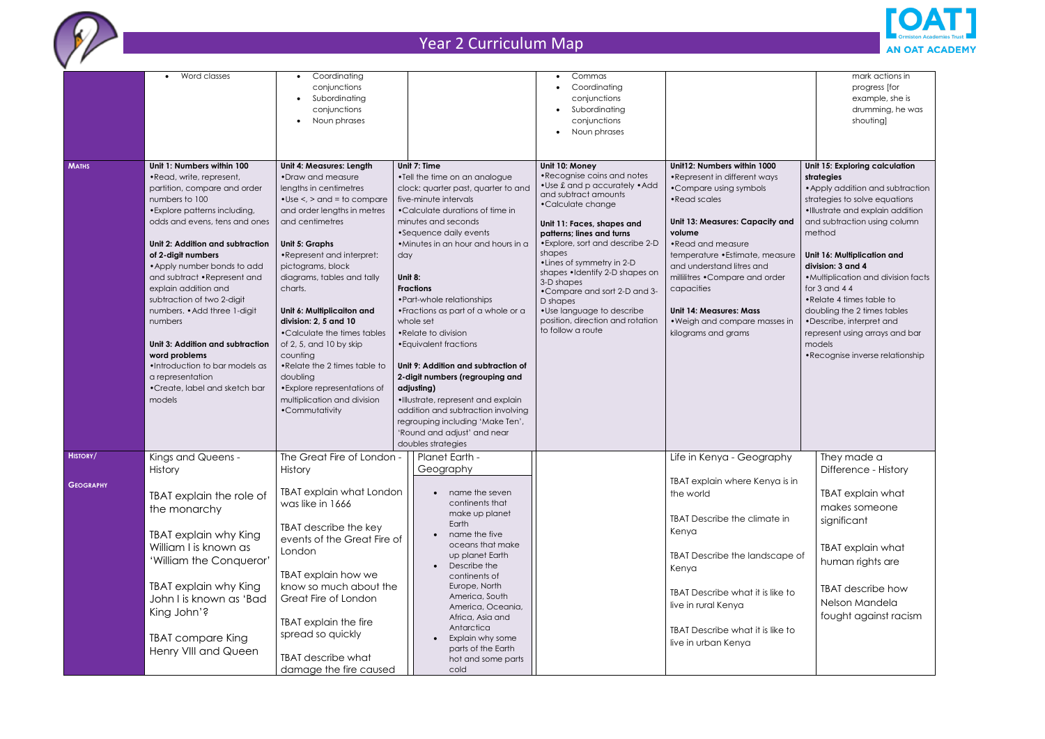# Year 2 Curriculum Map

| | | | | | | |
|---|---|---|---|---|---|---|
| | • Word classes | • Coordinating conjunctions<br>• Subordinating conjunctions<br>• Noun phrases | | • Commas<br>• Coordinating conjunctions<br>• Subordinating conjunctions<br>• Noun phrases | | mark actions in progress [for example, she is drumming, he was shouting] |
| **MATHS** | **Unit 1: Numbers within 100**<br>•Read, write, represent, partition, compare and order numbers to 100<br>•Explore patterns including, odds and evens, tens and ones<br><br>**Unit 2: Addition and subtraction of 2-digit numbers**<br>•Apply number bonds to add and subtract •Represent and explain addition and subtraction of two 2-digit numbers. •Add three 1-digit numbers<br><br>**Unit 3: Addition and subtraction word problems**<br>•Introduction to bar models as a representation<br>•Create, label and sketch bar models | **Unit 4: Measures: Length**<br>•Draw and measure lengths in centimetres<br>•Use <, > and = to compare and order lengths in metres and centimetres<br><br>**Unit 5: Graphs**<br>•Represent and interpret: pictograms, block diagrams, tables and tally charts.<br><br>**Unit 6: Multiplicaiton and division: 2, 5 and 10**<br>•Calculate the times tables of 2, 5, and 10 by skip counting<br>•Relate the 2 times table to doubling<br>•Explore representations of multiplication and division<br>•Commutativity | **Unit 7: Time**<br>•Tell the time on an analogue clock: quarter past, quarter to and five-minute intervals<br>•Calculate durations of time in minutes and seconds<br>•Sequence daily events<br>•Minutes in an hour and hours in a day<br><br>**Unit 8: Fractions**<br>•Part-whole relationships<br>•Fractions as part of a whole or a whole set<br>•Relate to division<br>•Equivalent fractions<br><br>**Unit 9: Addition and subtraction of 2-digit numbers (regrouping and adjusting)**<br>•Illustrate, represent and explain addition and subtraction involving regrouping including 'Make Ten', 'Round and adjust' and near doubles strategies | **Unit 10: Money**<br>•Recognise coins and notes<br>•Use £ and p accurately •Add and subtract amounts<br>•Calculate change<br><br>**Unit 11: Faces, shapes and patterns; lines and turns**<br>•Explore, sort and describe 2-D shapes<br>•Lines of symmetry in 2-D shapes •Identify 2-D shapes on 3-D shapes<br>•Compare and sort 2-D and 3-D shapes<br>•Use language to describe position, direction and rotation to follow a route | **Unit12: Numbers within 1000**<br>•Represent in different ways<br>•Compare using symbols<br>•Read scales<br><br>**Unit 13: Measures: Capacity and volume**<br>•Read and measure temperature •Estimate, measure and understand litres and millilitres •Compare and order capacities<br><br>**Unit 14: Measures: Mass**<br>•Weigh and compare masses in kilograms and grams | **Unit 15: Exploring calculation strategies**<br>•Apply addition and subtraction strategies to solve equations<br>•Illustrate and explain addition and subtraction using column method<br><br>**Unit 16: Multiplication and division: 3 and 4**<br>•Multiplication and division facts for 3 and 4 4<br>•Relate 4 times table to doubling the 2 times tables<br>•Describe, interpret and represent using arrays and bar models<br>•Recognise inverse relationship |
| **HISTORY/ GEOGRAPHY** | Kings and Queens - History<br><br>TBAT explain the role of the monarchy<br><br>TBAT explain why King William I is known as 'William the Conqueror'<br><br>TBAT explain why King John I is known as 'Bad King John'?<br><br>TBAT compare King Henry VIII and Queen | The Great Fire of London - History<br><br>TBAT explain what London was like in 1666<br><br>TBAT describe the key events of the Great Fire of London<br><br>TBAT explain how we know so much about the Great Fire of London<br><br>TBAT explain the fire spread so quickly<br><br>TBAT describe what damage the fire caused | Planet Earth - Geography<br><br>• name the seven continents that make up planet Earth<br>• name the five oceans that make up planet Earth<br>• Describe the continents of Europe, North America, South America, Oceania, Africa, Asia and Antarctica<br>• Explain why some parts of the Earth hot and some parts cold | | Life in Kenya - Geography<br><br>TBAT explain where Kenya is in the world<br><br>TBAT Describe the climate in Kenya<br><br>TBAT Describe the landscape of Kenya<br><br>TBAT Describe what it is like to live in rural Kenya<br><br>TBAT Describe what it is like to live in urban Kenya | They made a Difference - History<br><br>TBAT explain what makes someone significant<br><br>TBAT explain what human rights are<br><br>TBAT describe how Nelson Mandela fought against racism |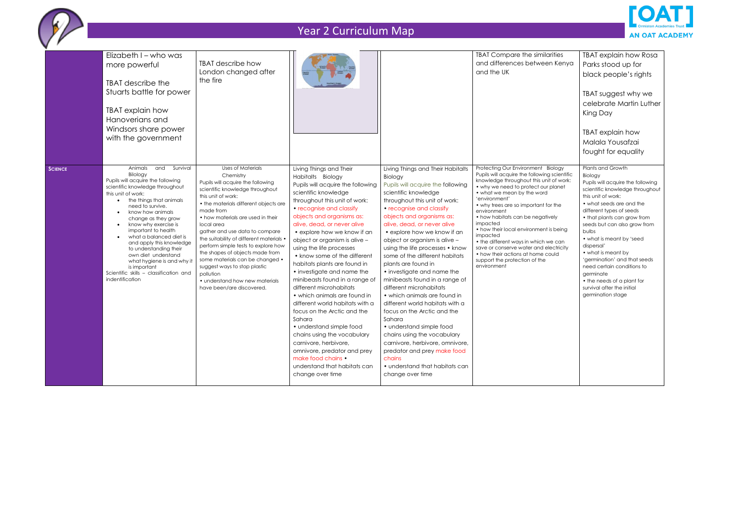# Year 2 Curriculum Map

| | | | | | | |
|---|---|---|---|---|---|---|
| | Elizabeth I – who was more powerful<br><br>TBAT describe the Stuarts battle for power<br><br>TBAT explain how Hanoverians and Windsors share power with the government | TBAT describe how London changed after the fire | | | TBAT Compare the similarities and differences between Kenya and the UK | TBAT explain how Rosa Parks stood up for black people's rights<br><br>TBAT suggest why we celebrate Martin Luther King Day<br><br>TBAT explain how Malala Yousafzai fought for equality |
| **SCIENCE** | Animals and Survival Biology<br>Pupils will acquire the following scientific knowledge throughout this unit of work:<br>• the things that animals need to survive.<br>• know how animals change as they grow<br>• know why exercise is important to health<br>• what a balanced diet is and apply this knowledge to understanding their own diet understand what hygiene is and why it is important<br>Scientific skills – classification and indentification | Uses of Materials Chemistry<br>Pupils will acquire the following scientific knowledge throughout this unit of work:<br>• the materials different objects are made from<br>• how materials are used in their local area<br>gather and use data to compare the suitability of different materials • perform simple tests to explore how the shapes of objects made from some materials can be changed • suggest ways to stop plastic pollution<br>• understand how new materials have been/are discovered. | Living Things and Their Habitats Biology<br>Pupils will acquire the following scientific knowledge throughout this unit of work:<br>• recognise and classify objects and organisms as: alive, dead, or never alive<br>• explore how we know if an object or organism is alive – using the life processes<br>• know some of the different habitats plants are found in<br>• investigate and name the minibeasts found in a range of different microhabitats<br>• which animals are found in different world habitats with a focus on the Arctic and the Sahara<br>• understand simple food chains using the vocabulary carnivore, herbivore, omnivore, predator and prey make food chains •<br>understand that habitats can change over time | Living Things and Their Habitats Biology<br>Pupils will acquire the following scientific knowledge throughout this unit of work:<br>• recognise and classify objects and organisms as: alive, dead, or never alive<br>• explore how we know if an object or organism is alive – using the life processes • know some of the different habitats plants are found in<br>• investigate and name the minibeasts found in a range of different microhabitats<br>• which animals are found in different world habitats with a focus on the Arctic and the Sahara<br>• understand simple food chains using the vocabulary carnivore, herbivore, omnivore, predator and prey make food chains<br>• understand that habitats can change over time | Protecting Our Environment Biology<br>Pupils will acquire the following scientific knowledge throughout this unit of work:<br>• why we need to protect our planet<br>• what we mean by the word 'environment'<br>• why trees are so important for the environment<br>• how habitats can be negatively impacted<br>• how their local environment is being impacted<br>• the different ways in which we can save or conserve water and electricity<br>• how their actions at home could support the protection of the environment | Plants and Growth Biology<br>Pupils will acquire the following scientific knowledge throughout this unit of work:<br>• what seeds are and the different types of seeds<br>• that plants can grow from seeds but can also grow from bulbs<br>• what is meant by 'seed dispersal'<br>• what is meant by 'germination' and that seeds need certain conditions to germinate<br>• the needs of a plant for survival after the initial germination stage |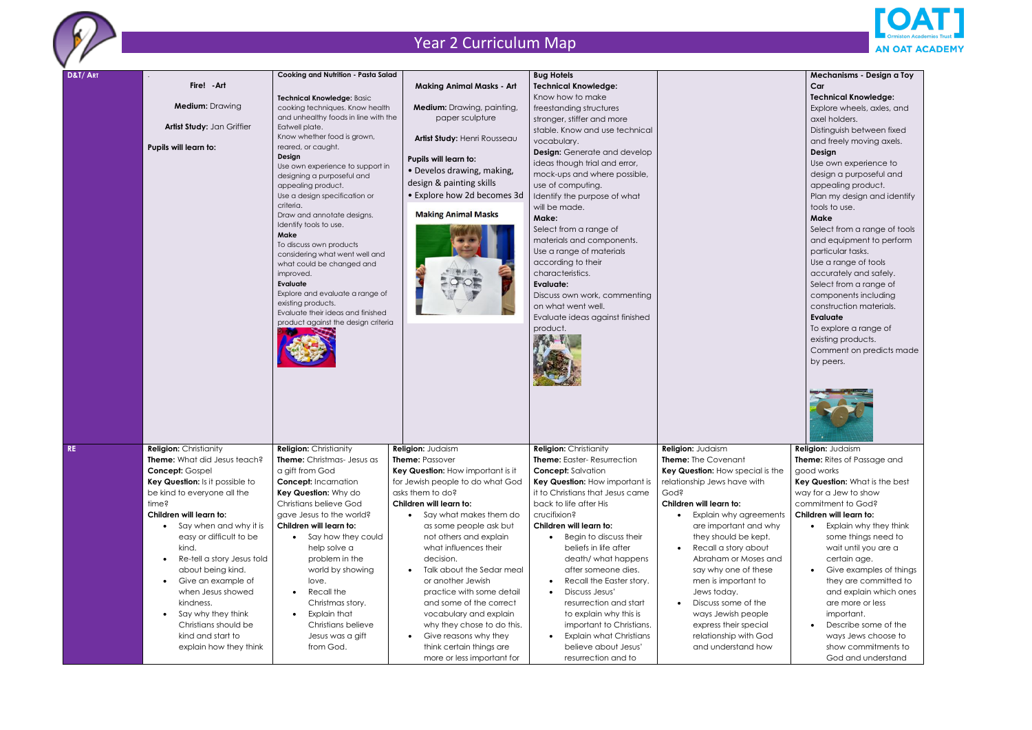# Year 2 Curriculum Map

| | | | | | | |
|---|---|---|---|---|---|---|
| **D&T/ Art** | . **Fire! -Art** **Medium:** Drawing **Artist Study:** Jan Griffier **Pupils will learn to:** | **Cooking and Nutrition - Pasta Salad** **Technical Knowledge:** Basic cooking techniques. Know health and unhealthy foods in line with the Eatwell plate. Know whether food is grown, reared, or caught. **Design** Use own experience to support in designing a purposeful and appealing product. Use a design specification or criteria. Draw and annotate designs. Identify tools to use. **Make** To discuss own products considering what went well and what could be changed and improved. **Evaluate** Explore and evaluate a range of existing products. Evaluate their ideas and finished product against the design criteria | **Making Animal Masks - Art** **Medium:** Drawing, painting, paper sculpture **Artist Study:** Henri Rousseau **Pupils will learn to:** • Develos drawing, making, design & painting skills • Explore how 2d becomes 3d **Making Animal Masks** | **Bug Hotels** **Technical Knowledge:** Know how to make freestanding structures stronger, stiffer and more stable. Know and use technical vocabulary. **Design:** Generate and develop ideas though trial and error, mock-ups and where possible, use of computing. Identify the purpose of what will be made. **Make:** Select from a range of materials and components. Use a range of materials according to their characteristics. **Evaluate:** Discuss own work, commenting on what went well. Evaluate ideas against finished product. | | **Mechanisms - Design a Toy Car** **Technical Knowledge:** Explore wheels, axles, and axel holders. Distinguish between fixed and freely moving axels. **Design** Use own experience to design a purposeful and appealing product. Plan my design and identify tools to use. **Make** Select from a range of tools and equipment to perform particular tasks. Use a range of tools accurately and safely. Select from a range of components including construction materials. **Evaluate** To explore a range of existing products. Comment on predicts made by peers. |
| **RE** | **Religion:** Christianity **Theme:** What did Jesus teach? **Concept:** Gospel **Key Question:** Is it possible to be kind to everyone all the time? **Children will learn to:** • Say when and why it is easy or difficult to be kind. • Re-tell a story Jesus told about being kind. • Give an example of when Jesus showed kindness. • Say why they think Christians should be kind and start to explain how they think | **Religion:** Christianity **Theme:** Christmas- Jesus as a gift from God **Concept:** Incarnation **Key Question:** Why do Christians believe God gave Jesus to the world? **Children will learn to:** • Say how they could help solve a problem in the world by showing love. • Recall the Christmas story. • Explain that Christians believe Jesus was a gift from God. | **Religion:** Judaism **Theme:** Passover **Key Question:** How important is it for Jewish people to do what God asks them to do? **Children will learn to:** • Say what makes them do as some people ask but not others and explain what influences their decision. • Talk about the Sedar meal or another Jewish practice with some detail and some of the correct vocabulary and explain why they chose to do this. • Give reasons why they think certain things are more or less important for | **Religion:** Christianity **Theme:** Easter- Resurrection **Concept:** Salvation **Key Question:** How important is it to Christians that Jesus came back to life after His crucifixion? **Children will learn to:** • Begin to discuss their beliefs in life after death/ what happens after someone dies. • Recall the Easter story. • Discuss Jesus' resurrection and start to explain why this is important to Christians. • Explain what Christians believe about Jesus' resurrection and to | **Religion:** Judaism **Theme:** The Covenant **Key Question:** How special is the relationship Jews have with God? **Children will learn to:** • Explain why agreements are important and why they should be kept. • Recall a story about Abraham or Moses and say why one of these men is important to Jews today. • Discuss some of the ways Jewish people express their special relationship with God and understand how | **Religion:** Judaism **Theme:** Rites of Passage and good works **Key Question:** What is the best way for a Jew to show commitment to God? **Children will learn to:** • Explain why they think some things need to wait until you are a certain age. • Give examples of things they are committed to and explain which ones are more or less important. • Describe some of the ways Jews choose to show commitments to God and understand |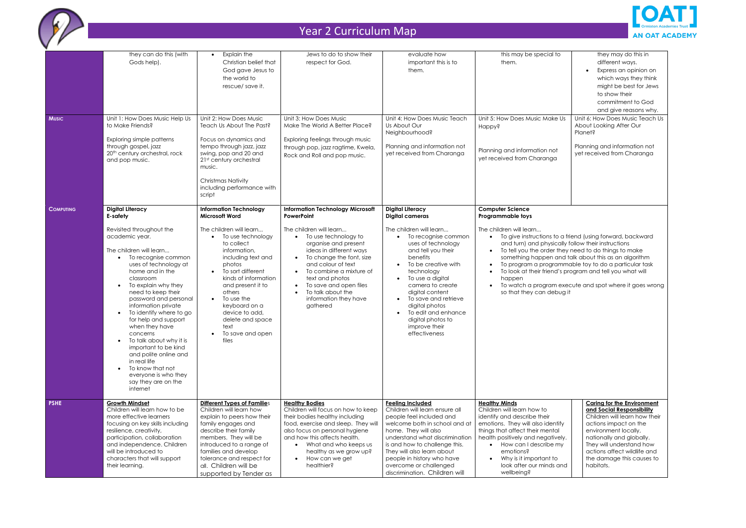# Year 2 Curriculum Map

| | | | | | | |
|---|---|---|---|---|---|---|
| | they can do this (with Gods help). | • Explain the Christian belief that God gave Jesus to the world to rescue/ save it. | Jews to do to show their respect for God. | evaluate how important this is to them. | this may be special to them. | they may do this in different ways. • Express an opinion on which ways they think might be best for Jews to show their commitment to God and give reasons why. |
| **Music** | Unit 1: How Does Music Help Us to Make Friends? Exploring simple patterns through gospel, jazz 20th century orchestral, rock and pop music. | Unit 2: How Does Music Teach Us About The Past? Focus on dynamics and tempo through jazz, jazz swing, pop and 20 and 21st century orchestral music. Christmas Nativity including performance with script | Unit 3: How Does Music Make The World A Better Place? Exploring feelings through music through pop, jazz ragtime, Kwela, Rock and Roll and pop music. | Unit 4: How Does Music Teach Us About Our Neighbourhood? Planning and information not yet received from Charanga | Unit 5: How Does Music Make Us Happy? Planning and information not yet received from Charanga | Unit 6: How Does Music Teach Us About Looking After Our Planet? Planning and information not yet received from Charanga |
| **Computing** | **Digital Literacy E-safety** Revisited throughout the academic year. The children will learn… • To recognise common uses of technology at home and in the classroom • To explain why they need to keep their password and personal information private • To identify where to go for help and support when they have concerns • To talk about why it is important to be kind and polite online and in real life • To know that not everyone is who they say they are on the internet | **Information Technology Microsoft Word** The children will learn… • To use technology to collect information, including text and photos • To sort different kinds of information and present it to others • To use the keyboard on a device to add, delete and space text • To save and open files | **Information Technology Microsoft PowerPoint** The children will learn… • To use technology to organise and present ideas in different ways • To change the font, size and colour of text • To combine a mixture of text and photos • To save and open files • To talk about the information they have gathered | **Digital Literacy Digital cameras** The children will learn… • To recognise common uses of technology and tell you their benefits • To be creative with technology • To use a digital camera to create digital content • To save and retrieve digital photos • To edit and enhance digital photos to improve their effectiveness | **Computer Science Programmable toys** The children will learn… • To give instructions to a friend (using forward, backward and turn) and physically follow their instructions • To tell you the order they need to do things to make something happen and talk about this as an algorithm • To program a programmable toy to do a particular task • To look at their friend's program and tell you what will happen • To watch a program execute and spot where it goes wrong so that they can debug it | |
| **PSHE** | **Growth Mindset** Children will learn how to be more effective learners focusing on key skills including resilience, creativity, participation, collaboration and independence. Children will be introduced to characters that will support their learning. | **Different Types of Families** Children will learn how explain to peers how their family engages and describe their family members. They will be introduced to a range of families and develop tolerance and respect for all. Children will be supported by Tender as | **Healthy Bodies** Children will focus on how to keep their bodies healthy including food, exercise and sleep. They will also focus on personal hygiene and how this affects health. • What and who keeps us healthy as we grow up? • How can we get healthier? | **Feeling Included** Children will learn ensure all people feel included and welcome both in school and at home. They will also understand what discrimination is and how to challenge this. They will also learn about people in history who have overcome or challenged discrimination. Children will | **Healthy Minds** Children will learn how to identify and describe their emotions. They will also identify things that affect their mental health positively and negatively. • How can I describe my emotions? • Why is it important to look after our minds and wellbeing? | **Caring for the Environment and Social Responsibility** Children will learn how their actions impact on the environment locally, nationally and globally. They will understand how actions affect wildlife and the damage this causes to habitats. |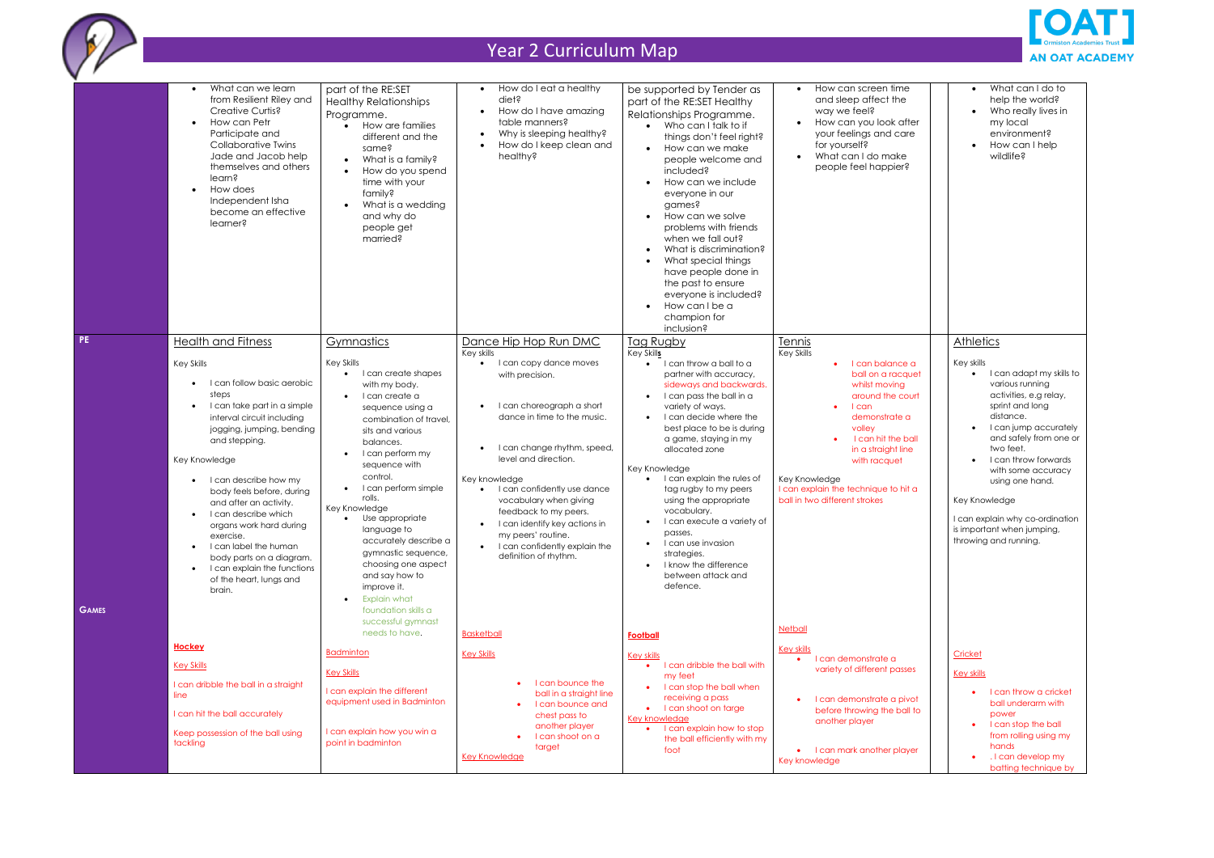# Year 2 Curriculum Map

| | | | | | | | |
|---|---|---|---|---|---|---|---|
| | • What can we learn from Resilient Riley and Creative Curtis?<br>• How can Petr Participate and Collaborative Twins Jade and Jacob help themselves and others learn?<br>• How does Independent Isha become an effective learner? | part of the RE:SET Healthy Relationships Programme.<br>• How are families different and the same?<br>• What is a family?<br>• How do you spend time with your family?<br>• What is a wedding and why do people get married? | • How do I eat a healthy diet?<br>• How do I have amazing table manners?<br>• Why is sleeping healthy?<br>• How do I keep clean and healthy? | be supported by Tender as part of the RE:SET Healthy Relationships Programme.<br>• Who can I talk to if things don't feel right?<br>• How can we make people welcome and included?<br>• How can we include everyone in our games?<br>• How can we solve problems with friends when we fall out?<br>• What is discrimination?<br>• What special things have people done in the past to ensure everyone is included?<br>• How can I be a champion for inclusion? | • How can screen time and sleep affect the way we feel?<br>• How can you look after your feelings and care for yourself?<br>• What can I do make people feel happier? | | • What can I do to help the world?<br>• Who really lives in my local environment?<br>• How can I help wildlife? |
| **PE** | Health and Fitness<br><br>Key Skills<br>• I can follow basic aerobic steps<br>• I can take part in a simple interval circuit including jogging, jumping, bending and stepping.<br><br>Key Knowledge<br>• I can describe how my body feels before, during and after an activity.<br>• I can describe which organs work hard during exercise.<br>• I can label the human body parts on a diagram.<br>• I can explain the functions of the heart, lungs and brain. | Gymnastics<br><br>Key Skills<br>• I can create shapes with my body.<br>• I can create a sequence using a combination of travel, sits and various balances.<br>• I can perform my sequence with control.<br>• I can perform simple rolls.<br>Key Knowledge<br>• Use appropriate language to accurately describe a gymnastic sequence, choosing one aspect of it and say how to improve it.<br>• Explain what foundation skills a successful gymnast needs to have. | Dance Hip Hop Run DMC<br>Key skills<br>• I can copy dance moves with precision.<br>• I can choreograph a short dance in time to the music.<br>• I can change rhythm, speed, level and direction.<br><br>Key knowledge<br>• I can confidently use dance vocabulary when giving feedback to my peers.<br>• I can identify key actions in my peers' routine.<br>• I can confidently explain the definition of rhythm. | Tag Rugby<br>Key Skills<br>• I can throw a ball to a partner with accuracy, sideways and backwards.<br>• I can pass the ball in a variety of ways.<br>• I can decide where the best place to be is during a game, staying in my allocated zone<br><br>Key Knowledge<br>• I can explain the rules of tag rugby to my peers using the appropriate vocabulary.<br>• I can execute a variety of passes.<br>• I can use invasion strategies.<br>• I know the difference between attack and defence. | Tennis<br>Key Skills<br>• I can balance a ball on a racquet whilst moving around the court<br>• I can demonstrate a volley<br>• I can hit the ball in a straight line with racquet<br><br>Key Knowledge<br>I can explain the technique to hit a ball in two different strokes | | Athletics<br><br>Key skills<br>• I can adapt my skills to various running activities, e.g relay, sprint and long distance.<br>• I can jump accurately and safely from one or two feet.<br>• I can throw forwards with some accuracy using one hand.<br><br>Key Knowledge<br>I can explain why co-ordination is important when jumping, throwing and running. |
| **GAMES** | **Hockey**<br>Key Skills<br>I can dribble the ball in a straight line<br>I can hit the ball accurately<br>Keep possession of the ball using tackling | Badminton<br>Key Skills<br>I can explain the different equipment used in Badminton<br>I can explain how you win a point in badminton | Basketball<br>Key Skills<br>• I can bounce the ball in a straight line<br>• I can bounce and chest pass to another player<br>• I can shoot on a target<br>Key Knowledge | **Football**<br>Key skills<br>• I can dribble the ball with my feet<br>• I can stop the ball when receiving a pass<br>• I can shoot on target<br>Key knowledge<br>• I can explain how to stop the ball efficiently with my foot | Netball<br>Key skills<br>• I can demonstrate a variety of different passes<br>• I can demonstrate a pivot before throwing the ball to another player<br>• I can mark another player<br>Key knowledge | | Cricket<br>Key skills<br>• I can throw a cricket ball underarm with power<br>• I can stop the ball from rolling using my hands<br>• . I can develop my batting technique by |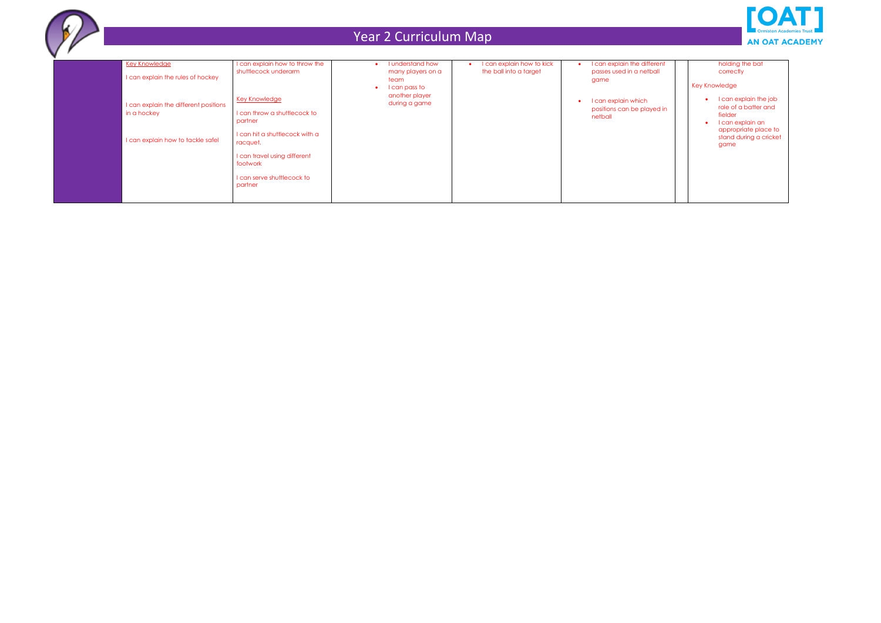# Year 2 Curriculum Map

| | | | | | | | |
|---|---|---|---|---|---|---|---|
| | Key Knowledge<br><br>I can explain the rules of hockey<br><br>I can explain the different positions in a hockey<br><br>I can explain how to tackle safel | I can explain how to throw the shuttlecock underarm<br><br>Key Knowledge<br><br>I can throw a shuttlecock to partner<br><br>I can hit a shuttlecock with a racquet.<br><br>I can travel using different footwork<br><br>I can serve shuttlecock to partner | • I understand how many players on a team<br>• I can pass to another player during a game | • I can explain how to kick the ball into a target | • I can explain the different passes used in a netball game<br>• I can explain which positions can be played in netball | | holding the bat correctly<br><br>Key Knowledge<br>• I can explain the job role of a batter and fielder<br>• I can explain an appropriate place to stand during a cricket game |